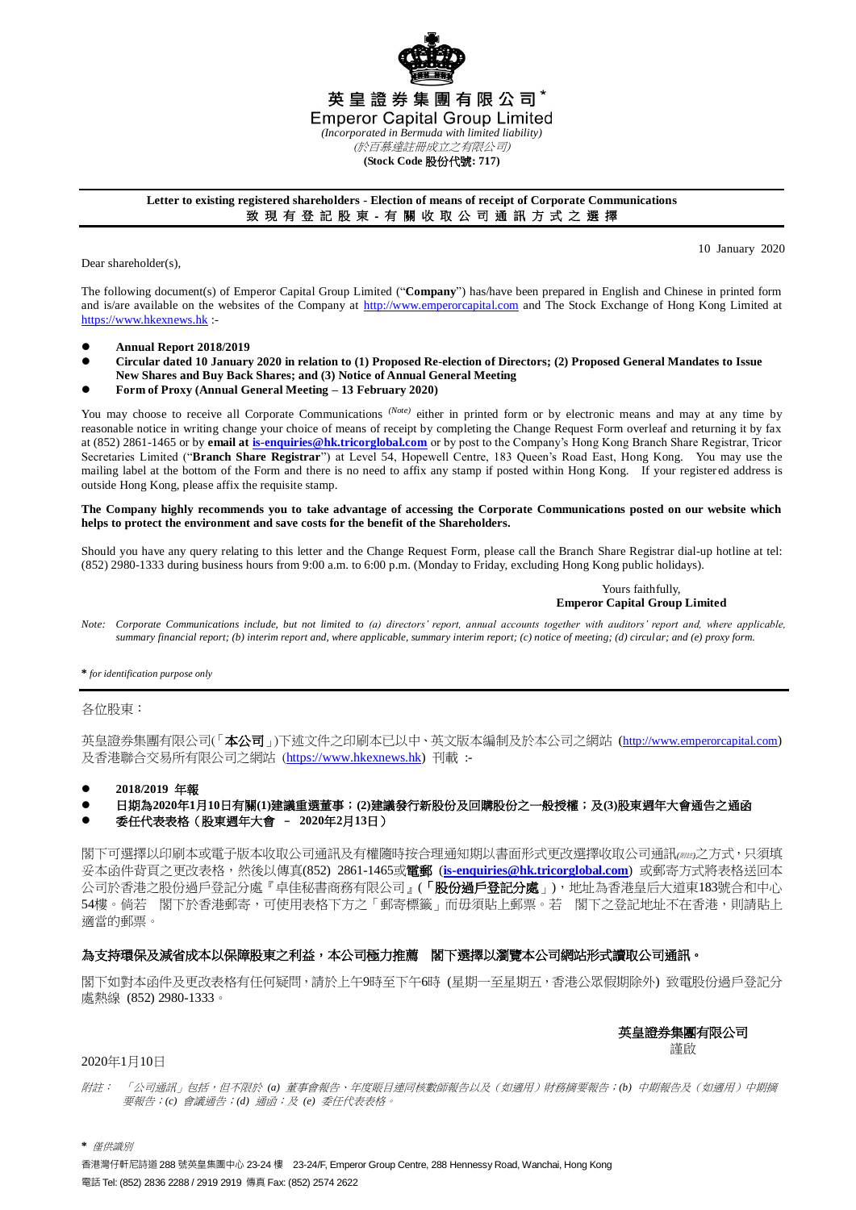# 英皇證券集團有限公司*
# Emperor Capital Group Limited

*(Incorporated in Bermuda with limited liability)*
*(於百慕達註冊成立之有限公司)*
**(Stock Code 股份代號: 717)**

**Letter to existing registered shareholders - Election of means of receipt of Corporate Communications**
**致現有登記股東 - 有關收取公司通訊方式之選擇**

10 January 2020

Dear shareholder(s),

The following document(s) of Emperor Capital Group Limited ("**Company**") has/have been prepared in English and Chinese in printed form and is/are available on the websites of the Company at http://www.emperorcapital.com and The Stock Exchange of Hong Kong Limited at https://www.hkexnews.hk :-

- **Annual Report 2018/2019**
- **Circular dated 10 January 2020 in relation to (1) Proposed Re-election of Directors; (2) Proposed General Mandates to Issue New Shares and Buy Back Shares; and (3) Notice of Annual General Meeting**
- **Form of Proxy (Annual General Meeting – 13 February 2020)**

You may choose to receive all Corporate Communications *(Note)* either in printed form or by electronic means and may at any time by reasonable notice in writing change your choice of means of receipt by completing the Change Request Form overleaf and returning it by fax at (852) 2861-1465 or by **email at is-enquiries@hk.tricorglobal.com** or by post to the Company's Hong Kong Branch Share Registrar, Tricor Secretaries Limited ("**Branch Share Registrar**") at Level 54, Hopewell Centre, 183 Queen's Road East, Hong Kong. You may use the mailing label at the bottom of the Form and there is no need to affix any stamp if posted within Hong Kong. If your registered address is outside Hong Kong, please affix the requisite stamp.

**The Company highly recommends you to take advantage of accessing the Corporate Communications posted on our website which helps to protect the environment and save costs for the benefit of the Shareholders.**

Should you have any query relating to this letter and the Change Request Form, please call the Branch Share Registrar dial-up hotline at tel: (852) 2980-1333 during business hours from 9:00 a.m. to 6:00 p.m. (Monday to Friday, excluding Hong Kong public holidays).

Yours faithfully,
**Emperor Capital Group Limited**

*Note: Corporate Communications include, but not limited to (a) directors' report, annual accounts together with auditors' report and, where applicable, summary financial report; (b) interim report and, where applicable, summary interim report; (c) notice of meeting; (d) circular; and (e) proxy form.*

**\*** *for identification purpose only*

---

各位股東：

英皇證券集團有限公司(「**本公司**」)下述文件之印刷本已以中、英文版本編制及於本公司之網站 (http://www.emperorcapital.com) 及香港聯合交易所有限公司之網站 (https://www.hkexnews.hk) 刊載 :-

- **2018/2019 年報**
- **日期為2020年1月10日有關(1)建議重選董事；(2)建議發行新股份及回購股份之一般授權；及(3)股東週年大會通告之通函**
- **委任代表表格（股東週年大會 – 2020年2月13日）**

閣下可選擇以印刷本或電子版本收取公司通訊及有權隨時按合理通知期以書面形式更改選擇收取公司通訊*(附註)*之方式，只須填妥本函件背頁之更改表格，然後以傳真(852) 2861-1465或**電郵** (**is-enquiries@hk.tricorglobal.com**) 或郵寄方式將表格送回本公司於香港之股份過戶登記分處『卓佳秘書商務有限公司』(「**股份過戶登記分處**」)，地址為香港皇后大道東183號合和中心54樓。倘若 閣下於香港郵寄，可使用表格下方之「郵寄標籤」而毋須貼上郵票。若 閣下之登記地址不在香港，則請貼上適當的郵票。

**為支持環保及減省成本以保障股東之利益，本公司極力推薦 閣下選擇以瀏覽本公司網站形式讀取公司通訊。**

閣下如對本函件及更改表格有任何疑問，請於上午9時至下午6時 (星期一至星期五，香港公眾假期除外) 致電股份過戶登記分處熱線 (852) 2980-1333。

**英皇證券集團有限公司**
謹啟

2020年1月10日

*附註：「公司通訊」包括，但不限於 (a) 董事會報告、年度賬目連同核數師報告以及（如適用）財務摘要報告；(b) 中期報告及（如適用）中期摘要報告；(c) 會議通告；(d) 通函；及 (e) 委任代表表格。*

**\*** *僅供識別*

香港灣仔軒尼詩道 288 號英皇集團中心 23-24 樓 23-24/F, Emperor Group Centre, 288 Hennessy Road, Wanchai, Hong Kong
電話 Tel: (852) 2836 2288 / 2919 2919 傳真 Fax: (852) 2574 2622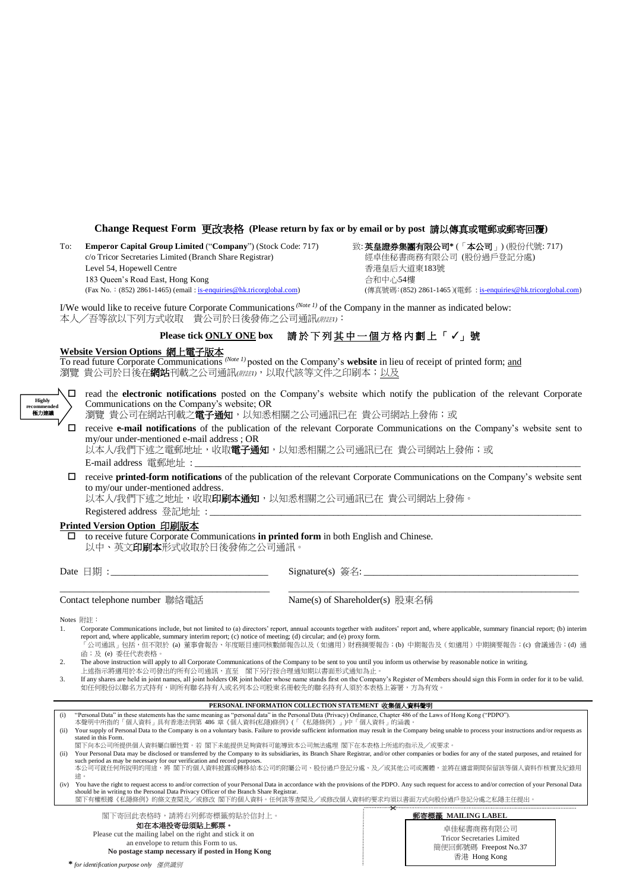## Change Request Form 更改表格 (Please return by fax or by email or by post 請以傳真或電郵或郵寄回覆)

To: **Emperor Capital Group Limited** ("**Company**") (Stock Code: 717)
c/o Tricor Secretaries Limited (Branch Share Registrar)
Level 54, Hopewell Centre
183 Queen's Road East, Hong Kong
(Fax No.：(852) 2861-1465) (email : is-enquiries@hk.tricorglobal.com)

致: **英皇證券集團有限公司***（「**本公司**」）(股份代號: 717)
經卓佳秘書商務有限公司 (股份過戶登記分處)
香港皇后大道東183號
合和中心54樓
(傳真號碼: (852) 2861-1465 )(電郵 ：is-enquiries@hk.tricorglobal.com)

I/We would like to receive future Corporate Communications (Note 1) of the Company in the manner as indicated below:
本人／吾等欲以下列方式收取　貴公司於日後發佈之公司通訊(附註1)：

**Please tick ONLY ONE box　請於下列其中一個方格內劃上「✓」號**

**Website Version Options 網上電子版本**

To read future Corporate Communications (Note 1) posted on the Company's **website** in lieu of receipt of printed form; and
瀏覽 貴公司於日後在**網站**刊載之公司通訊(附註1)，以取代該等文件之印刷本；以及

Highly recommended 極力建議

☐ read the **electronic notifications** posted on the Company's website which notify the publication of the relevant Corporate Communications on the Company's website; OR
瀏覽 貴公司在網站刊載之**電子通知**，以知悉相關之公司通訊已在 貴公司網站上發佈；或

☐ receive **e-mail notifications** of the publication of the relevant Corporate Communications on the Company's website sent to my/our under-mentioned e-mail address ; OR
以本人/我們下述之電郵地址，收取**電子通知**，以知悉相關之公司通訊已在 貴公司網站上發佈；或
E-mail address 電郵地址 :\_\_\_\_\_\_\_\_\_\_\_\_\_\_\_\_\_\_\_\_\_\_\_\_\_\_\_\_\_\_\_\_\_\_\_\_

☐ receive **printed-form notifications** of the publication of the relevant Corporate Communications on the Company's website sent to my/our under-mentioned address.
以本人/我們下述之地址，收取**印刷本通知**，以知悉相關之公司通訊已在 貴公司網站上發佈。
Registered address 登記地址 :\_\_\_\_\_\_\_\_\_\_\_\_\_\_\_\_\_\_\_\_\_\_\_\_\_\_\_\_\_\_\_\_\_\_\_\_

**Printed Version Option 印刷版本**

☐ to receive future Corporate Communications **in printed form** in both English and Chinese.
以中、英文**印刷本**形式收取於日後發佈之公司通訊。

Date 日期 :\_\_\_\_\_\_\_\_\_\_\_\_\_\_\_\_\_\_\_\_\_\_\_\_　　Signature(s) 簽名:\_\_\_\_\_\_\_\_\_\_\_\_\_\_\_\_\_\_\_\_\_\_\_\_

Contact telephone number 聯絡電話　　Name(s) of Shareholder(s) 股東名稱

Notes 附註：

1. Corporate Communications include, but not limited to (a) directors' report, annual accounts together with auditors' report and, where applicable, summary financial report; (b) interim report and, where applicable, summary interim report; (c) notice of meeting; (d) circular; and (e) proxy form.
「公司通訊」包括，但不限於 (a) 董事會報告、年度賬目連同核數師報告以及（如適用）財務摘要報告；(b) 中期報告及（如適用）中期摘要報告；(c) 會議通告；(d) 通函；及 (e) 委任代表表格。
2. The above instruction will apply to all Corporate Communications of the Company to be sent to you until you inform us otherwise by reasonable notice in writing.
上述指示將適用於本公司發出的所有公司通訊，直至　閣下另行按合理通知期以書面形式通知為止。
3. If any shares are held in joint names, all joint holders OR joint holder whose name stands first on the Company's Register of Members should sign this Form in order for it to be valid.
如任何股份以聯名方式持有，則所有聯名持有人或名列本公司股東名冊較先的聯名持有人須於本表格上簽署，方為有效。

**PERSONAL INFORMATION COLLECTION STATEMENT 收集個人資料聲明**

(i) "Personal Data" in these statements has the same meaning as "personal data" in the Personal Data (Privacy) Ordinance, Chapter 486 of the Laws of Hong Kong ("PDPO").
本聲明中所指的「個人資料」具有香港法例第 486 章《個人資料(私隱)條例》(「《私隱條例》」)中「個人資料」的涵義。

(ii) Your supply of Personal Data to the Company is on a voluntary basis. Failure to provide sufficient information may result in the Company being unable to process your instructions and/or requests as stated in this Form.
閣下向本公司所提供個人資料屬自願性質。若 閣下未能提供足夠資料可能導致本公司無法處理 閣下在本表格上所述的指示及／或要求。

(ii) Your Personal Data may be disclosed or transferred by the Company to its subsidiaries, its Branch Share Registrar, and/or other companies or bodies for any of the stated purposes, and retained for such period as may be necessary for our verification and record purposes.
本公司可就任何所說明的用途，將 閣下的個人資料披露或轉移給本公司的附屬公司、股份過戶登記分處、及／或其他公司或團體，並將在適當期間保留該等個人資料作核實及紀錄用途。

(iv) You have the right to request access to and/or correction of your Personal Data in accordance with the provisions of the PDPO. Any such request for access to and/or correction of your Personal Data should be in writing to the Personal Data Privacy Officer of the Branch Share Registrar.
閣下有權根據《私隱條例》的條文查閱及／或修改 閣下的個人資料。任何該等查閱及／或修改個人資料的要求均須以書面方式向股份過戶登記分處之私隱主任提出。

閣下寄回此表格時，請將右列郵寄標籤剪貼於信封上。
**如在本港投寄毋須貼上郵票。**
Please cut the mailing label on the right and stick it on an envelope to return this Form to us.
**No postage stamp necessary if posted in Hong Kong**

**郵寄標籤 MAILING LABEL**

卓佳秘書商務有限公司
Tricor Secretaries Limited
簡便回郵號碼 Freepost No.37
香港 Hong Kong

* *for identification purpose only 僅供識別*